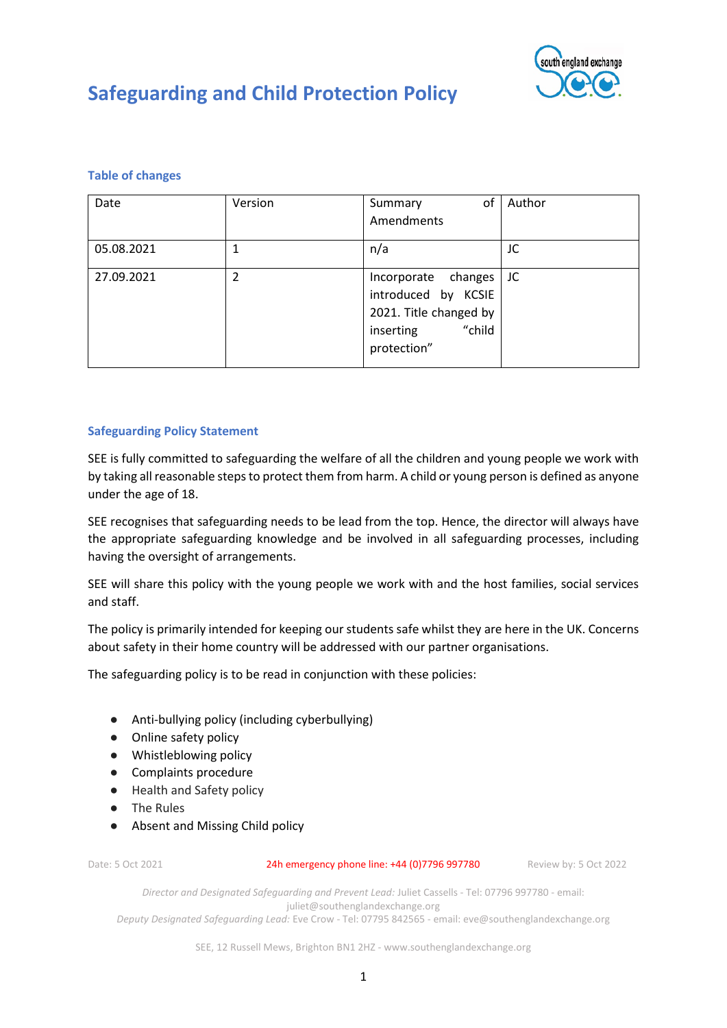# Safeguarding and Child Protection Policy

## Table of changes

| Date | Version | Summary of Amendments | Author |
|---|---|---|---|
| 05.08.2021 | 1 | n/a | JC |
| 27.09.2021 | 2 | Incorporate changes introduced by KCSIE 2021. Title changed by inserting "child protection" | JC |

## Safeguarding Policy Statement

SEE is fully committed to safeguarding the welfare of all the children and young people we work with by taking all reasonable steps to protect them from harm. A child or young person is defined as anyone under the age of 18.

SEE recognises that safeguarding needs to be lead from the top. Hence, the director will always have the appropriate safeguarding knowledge and be involved in all safeguarding processes, including having the oversight of arrangements.

SEE will share this policy with the young people we work with and the host families, social services and staff.

The policy is primarily intended for keeping our students safe whilst they are here in the UK. Concerns about safety in their home country will be addressed with our partner organisations.

The safeguarding policy is to be read in conjunction with these policies:

- Anti-bullying policy (including cyberbullying)
- Online safety policy
- Whistleblowing policy
- Complaints procedure
- Health and Safety policy
- The Rules
- Absent and Missing Child policy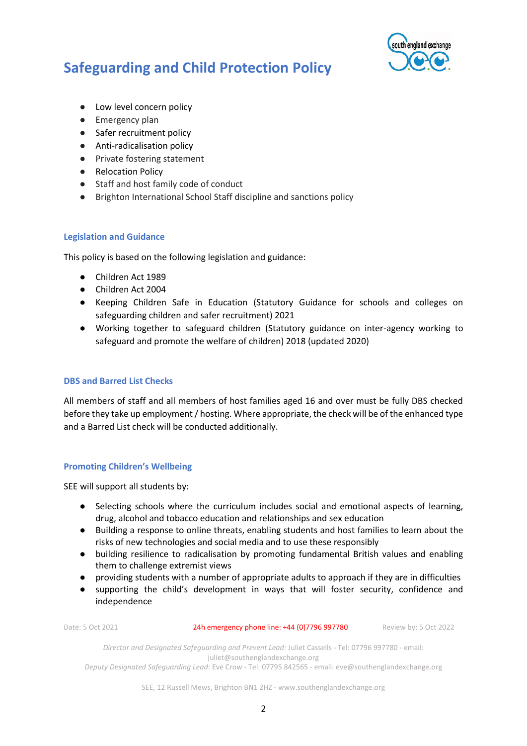- Low level concern policy
- Emergency plan
- Safer recruitment policy
- Anti-radicalisation policy
- Private fostering statement
- Relocation Policy
- Staff and host family code of conduct
- Brighton International School Staff discipline and sanctions policy

### Legislation and Guidance

This policy is based on the following legislation and guidance:

- Children Act 1989
- Children Act 2004
- Keeping Children Safe in Education (Statutory Guidance for schools and colleges on safeguarding children and safer recruitment) 2021
- Working together to safeguard children (Statutory guidance on inter-agency working to safeguard and promote the welfare of children) 2018 (updated 2020)

### DBS and Barred List Checks

All members of staff and all members of host families aged 16 and over must be fully DBS checked before they take up employment / hosting. Where appropriate, the check will be of the enhanced type and a Barred List check will be conducted additionally.

### Promoting Children's Wellbeing

SEE will support all students by:

- Selecting schools where the curriculum includes social and emotional aspects of learning, drug, alcohol and tobacco education and relationships and sex education
- Building a response to online threats, enabling students and host families to learn about the risks of new technologies and social media and to use these responsibly
- building resilience to radicalisation by promoting fundamental British values and enabling them to challenge extremist views
- providing students with a number of appropriate adults to approach if they are in difficulties
- supporting the child's development in ways that will foster security, confidence and independence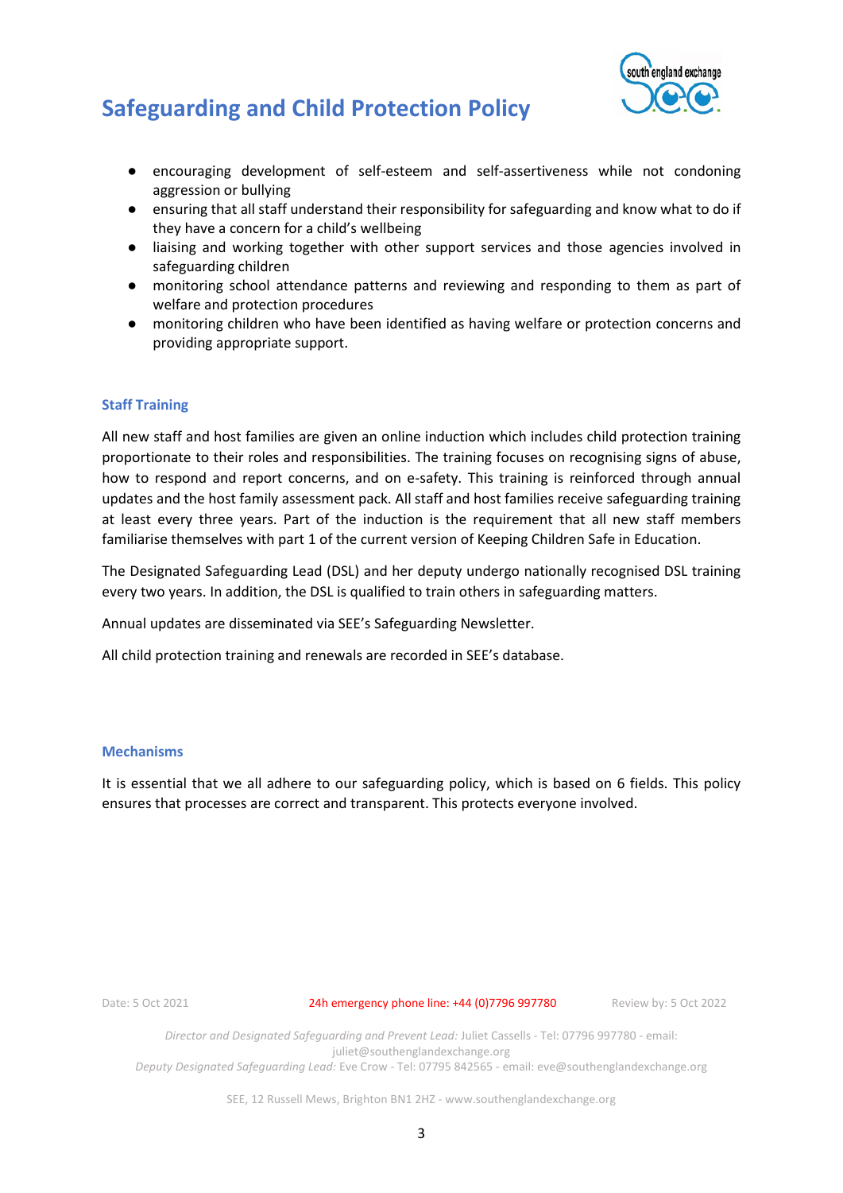- encouraging development of self-esteem and self-assertiveness while not condoning aggression or bullying
- ensuring that all staff understand their responsibility for safeguarding and know what to do if they have a concern for a child's wellbeing
- liaising and working together with other support services and those agencies involved in safeguarding children
- monitoring school attendance patterns and reviewing and responding to them as part of welfare and protection procedures
- monitoring children who have been identified as having welfare or protection concerns and providing appropriate support.

## Staff Training

All new staff and host families are given an online induction which includes child protection training proportionate to their roles and responsibilities. The training focuses on recognising signs of abuse, how to respond and report concerns, and on e-safety. This training is reinforced through annual updates and the host family assessment pack. All staff and host families receive safeguarding training at least every three years. Part of the induction is the requirement that all new staff members familiarise themselves with part 1 of the current version of Keeping Children Safe in Education.

The Designated Safeguarding Lead (DSL) and her deputy undergo nationally recognised DSL training every two years. In addition, the DSL is qualified to train others in safeguarding matters.

Annual updates are disseminated via SEE's Safeguarding Newsletter.

All child protection training and renewals are recorded in SEE's database.

## Mechanisms

It is essential that we all adhere to our safeguarding policy, which is based on 6 fields. This policy ensures that processes are correct and transparent. This protects everyone involved.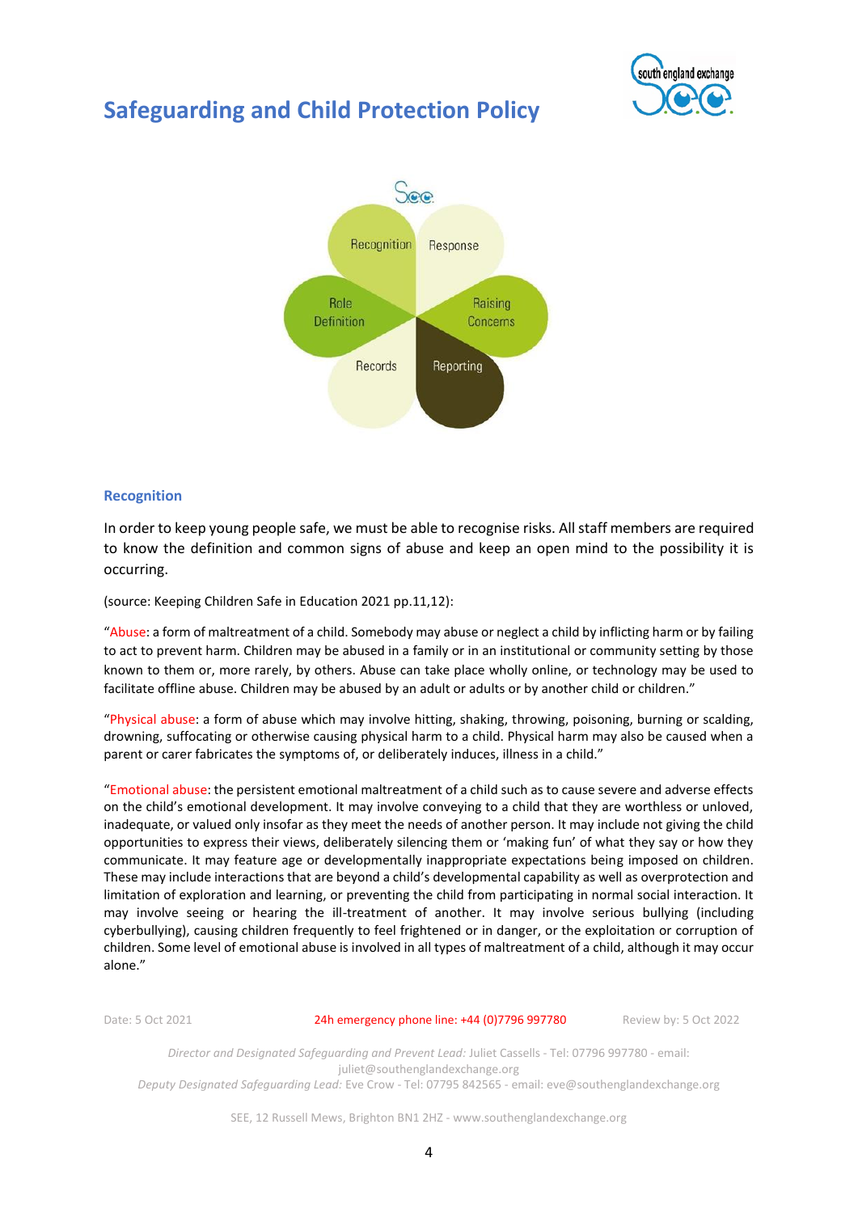# Safeguarding and Child Protection Policy

### Recognition

In order to keep young people safe, we must be able to recognise risks. All staff members are required to know the definition and common signs of abuse and keep an open mind to the possibility it is occurring.

(source: Keeping Children Safe in Education 2021 pp.11,12):

"Abuse: a form of maltreatment of a child. Somebody may abuse or neglect a child by inflicting harm or by failing to act to prevent harm. Children may be abused in a family or in an institutional or community setting by those known to them or, more rarely, by others. Abuse can take place wholly online, or technology may be used to facilitate offline abuse. Children may be abused by an adult or adults or by another child or children."

"Physical abuse: a form of abuse which may involve hitting, shaking, throwing, poisoning, burning or scalding, drowning, suffocating or otherwise causing physical harm to a child. Physical harm may also be caused when a parent or carer fabricates the symptoms of, or deliberately induces, illness in a child."

"Emotional abuse: the persistent emotional maltreatment of a child such as to cause severe and adverse effects on the child's emotional development. It may involve conveying to a child that they are worthless or unloved, inadequate, or valued only insofar as they meet the needs of another person. It may include not giving the child opportunities to express their views, deliberately silencing them or 'making fun' of what they say or how they communicate. It may feature age or developmentally inappropriate expectations being imposed on children. These may include interactions that are beyond a child's developmental capability as well as overprotection and limitation of exploration and learning, or preventing the child from participating in normal social interaction. It may involve seeing or hearing the ill-treatment of another. It may involve serious bullying (including cyberbullying), causing children frequently to feel frightened or in danger, or the exploitation or corruption of children. Some level of emotional abuse is involved in all types of maltreatment of a child, although it may occur alone."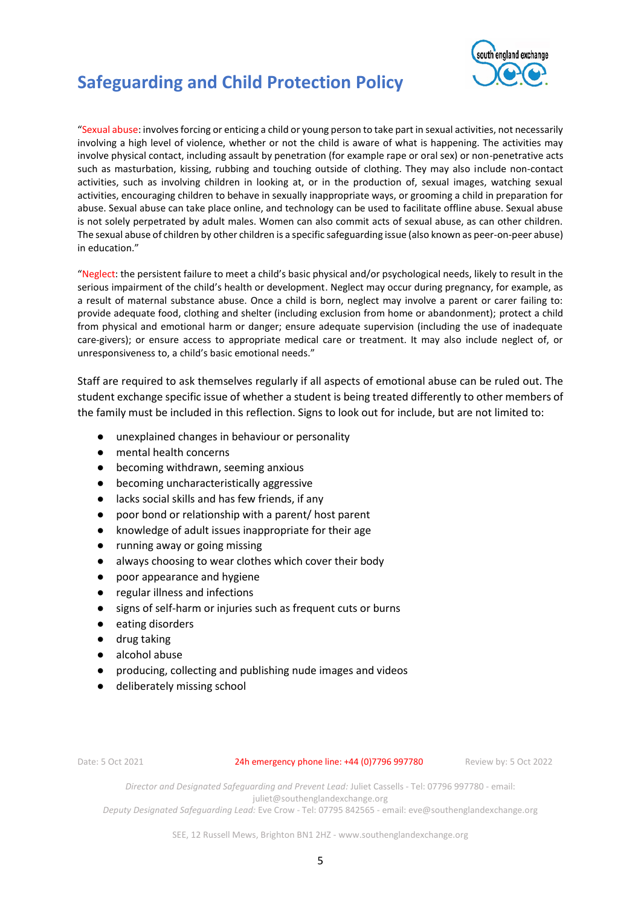"Sexual abuse: involves forcing or enticing a child or young person to take part in sexual activities, not necessarily involving a high level of violence, whether or not the child is aware of what is happening. The activities may involve physical contact, including assault by penetration (for example rape or oral sex) or non-penetrative acts such as masturbation, kissing, rubbing and touching outside of clothing. They may also include non-contact activities, such as involving children in looking at, or in the production of, sexual images, watching sexual activities, encouraging children to behave in sexually inappropriate ways, or grooming a child in preparation for abuse. Sexual abuse can take place online, and technology can be used to facilitate offline abuse. Sexual abuse is not solely perpetrated by adult males. Women can also commit acts of sexual abuse, as can other children. The sexual abuse of children by other children is a specific safeguarding issue (also known as peer-on-peer abuse) in education."

"Neglect: the persistent failure to meet a child's basic physical and/or psychological needs, likely to result in the serious impairment of the child's health or development. Neglect may occur during pregnancy, for example, as a result of maternal substance abuse. Once a child is born, neglect may involve a parent or carer failing to: provide adequate food, clothing and shelter (including exclusion from home or abandonment); protect a child from physical and emotional harm or danger; ensure adequate supervision (including the use of inadequate care-givers); or ensure access to appropriate medical care or treatment. It may also include neglect of, or unresponsiveness to, a child's basic emotional needs."

Staff are required to ask themselves regularly if all aspects of emotional abuse can be ruled out. The student exchange specific issue of whether a student is being treated differently to other members of the family must be included in this reflection. Signs to look out for include, but are not limited to:

- unexplained changes in behaviour or personality
- mental health concerns
- becoming withdrawn, seeming anxious
- becoming uncharacteristically aggressive
- lacks social skills and has few friends, if any
- poor bond or relationship with a parent/ host parent
- knowledge of adult issues inappropriate for their age
- running away or going missing
- always choosing to wear clothes which cover their body
- poor appearance and hygiene
- regular illness and infections
- signs of self-harm or injuries such as frequent cuts or burns
- eating disorders
- drug taking
- alcohol abuse
- producing, collecting and publishing nude images and videos
- deliberately missing school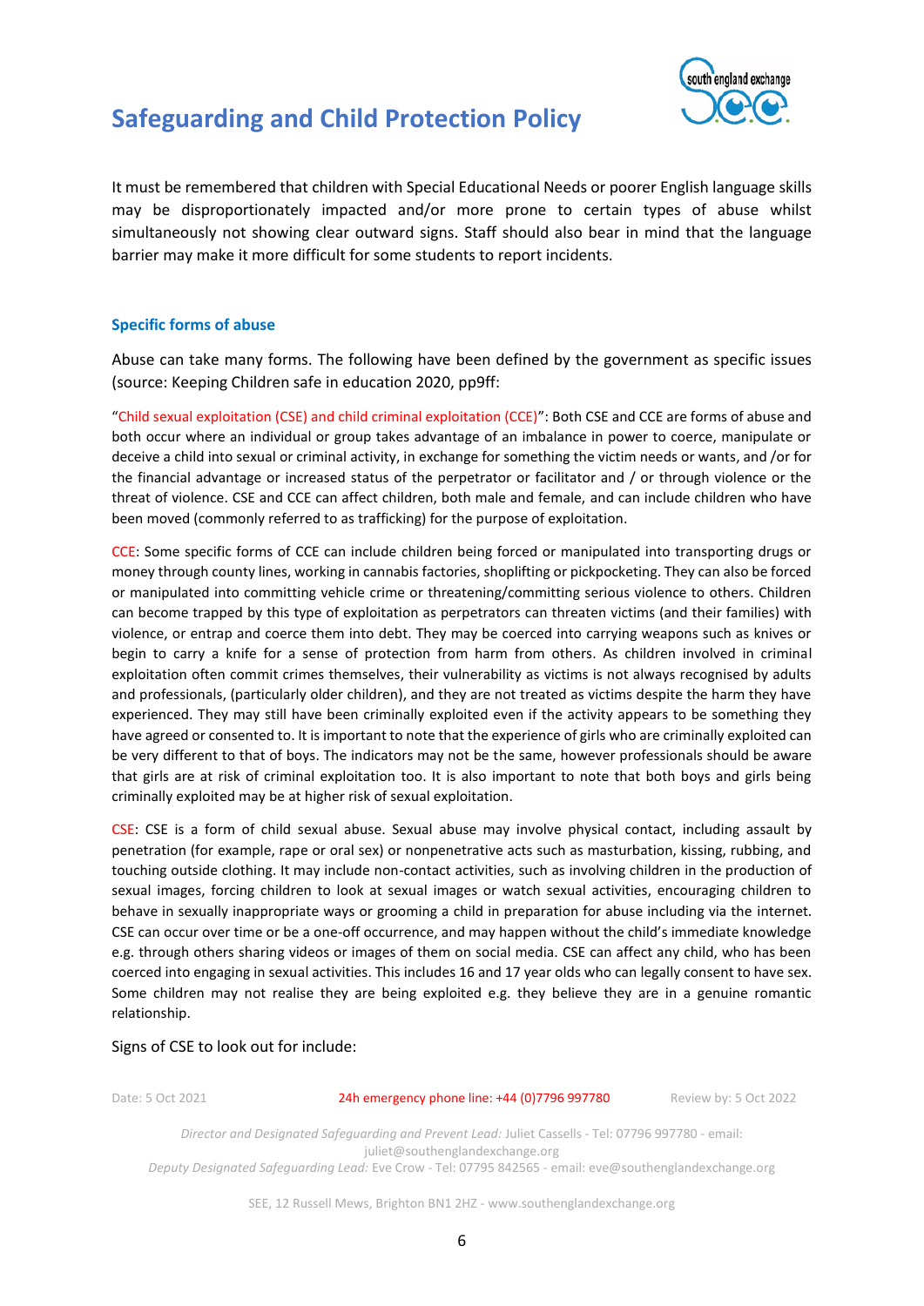It must be remembered that children with Special Educational Needs or poorer English language skills may be disproportionately impacted and/or more prone to certain types of abuse whilst simultaneously not showing clear outward signs. Staff should also bear in mind that the language barrier may make it more difficult for some students to report incidents.

### Specific forms of abuse

Abuse can take many forms. The following have been defined by the government as specific issues (source: Keeping Children safe in education 2020, pp9ff:

"Child sexual exploitation (CSE) and child criminal exploitation (CCE)": Both CSE and CCE are forms of abuse and both occur where an individual or group takes advantage of an imbalance in power to coerce, manipulate or deceive a child into sexual or criminal activity, in exchange for something the victim needs or wants, and /or for the financial advantage or increased status of the perpetrator or facilitator and / or through violence or the threat of violence. CSE and CCE can affect children, both male and female, and can include children who have been moved (commonly referred to as trafficking) for the purpose of exploitation.

CCE: Some specific forms of CCE can include children being forced or manipulated into transporting drugs or money through county lines, working in cannabis factories, shoplifting or pickpocketing. They can also be forced or manipulated into committing vehicle crime or threatening/committing serious violence to others. Children can become trapped by this type of exploitation as perpetrators can threaten victims (and their families) with violence, or entrap and coerce them into debt. They may be coerced into carrying weapons such as knives or begin to carry a knife for a sense of protection from harm from others. As children involved in criminal exploitation often commit crimes themselves, their vulnerability as victims is not always recognised by adults and professionals, (particularly older children), and they are not treated as victims despite the harm they have experienced. They may still have been criminally exploited even if the activity appears to be something they have agreed or consented to. It is important to note that the experience of girls who are criminally exploited can be very different to that of boys. The indicators may not be the same, however professionals should be aware that girls are at risk of criminal exploitation too. It is also important to note that both boys and girls being criminally exploited may be at higher risk of sexual exploitation.

CSE: CSE is a form of child sexual abuse. Sexual abuse may involve physical contact, including assault by penetration (for example, rape or oral sex) or nonpenetrative acts such as masturbation, kissing, rubbing, and touching outside clothing. It may include non-contact activities, such as involving children in the production of sexual images, forcing children to look at sexual images or watch sexual activities, encouraging children to behave in sexually inappropriate ways or grooming a child in preparation for abuse including via the internet. CSE can occur over time or be a one-off occurrence, and may happen without the child's immediate knowledge e.g. through others sharing videos or images of them on social media. CSE can affect any child, who has been coerced into engaging in sexual activities. This includes 16 and 17 year olds who can legally consent to have sex. Some children may not realise they are being exploited e.g. they believe they are in a genuine romantic relationship.

Signs of CSE to look out for include: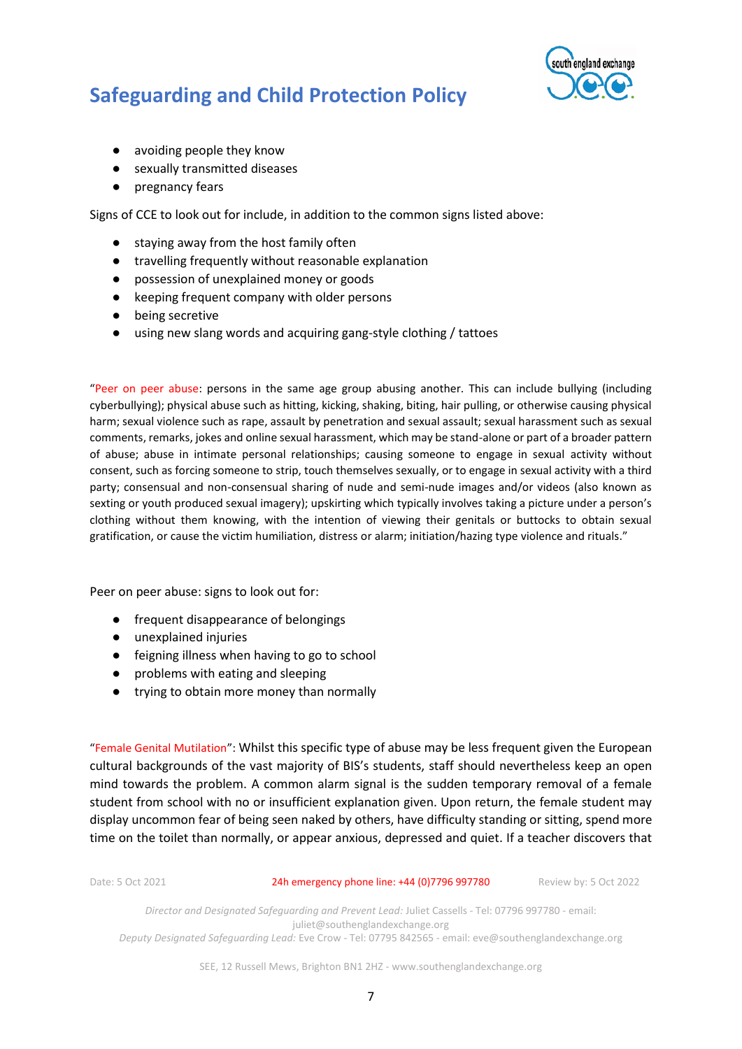- avoiding people they know
- sexually transmitted diseases
- pregnancy fears

Signs of CCE to look out for include, in addition to the common signs listed above:

- staying away from the host family often
- travelling frequently without reasonable explanation
- possession of unexplained money or goods
- keeping frequent company with older persons
- being secretive
- using new slang words and acquiring gang-style clothing / tattoos

"Peer on peer abuse: persons in the same age group abusing another. This can include bullying (including cyberbullying); physical abuse such as hitting, kicking, shaking, biting, hair pulling, or otherwise causing physical harm; sexual violence such as rape, assault by penetration and sexual assault; sexual harassment such as sexual comments, remarks, jokes and online sexual harassment, which may be stand-alone or part of a broader pattern of abuse; abuse in intimate personal relationships; causing someone to engage in sexual activity without consent, such as forcing someone to strip, touch themselves sexually, or to engage in sexual activity with a third party; consensual and non-consensual sharing of nude and semi-nude images and/or videos (also known as sexting or youth produced sexual imagery); upskirting which typically involves taking a picture under a person's clothing without them knowing, with the intention of viewing their genitals or buttocks to obtain sexual gratification, or cause the victim humiliation, distress or alarm; initiation/hazing type violence and rituals."

Peer on peer abuse: signs to look out for:

- frequent disappearance of belongings
- unexplained injuries
- feigning illness when having to go to school
- problems with eating and sleeping
- trying to obtain more money than normally

"Female Genital Mutilation": Whilst this specific type of abuse may be less frequent given the European cultural backgrounds of the vast majority of BIS's students, staff should nevertheless keep an open mind towards the problem. A common alarm signal is the sudden temporary removal of a female student from school with no or insufficient explanation given. Upon return, the female student may display uncommon fear of being seen naked by others, have difficulty standing or sitting, spend more time on the toilet than normally, or appear anxious, depressed and quiet. If a teacher discovers that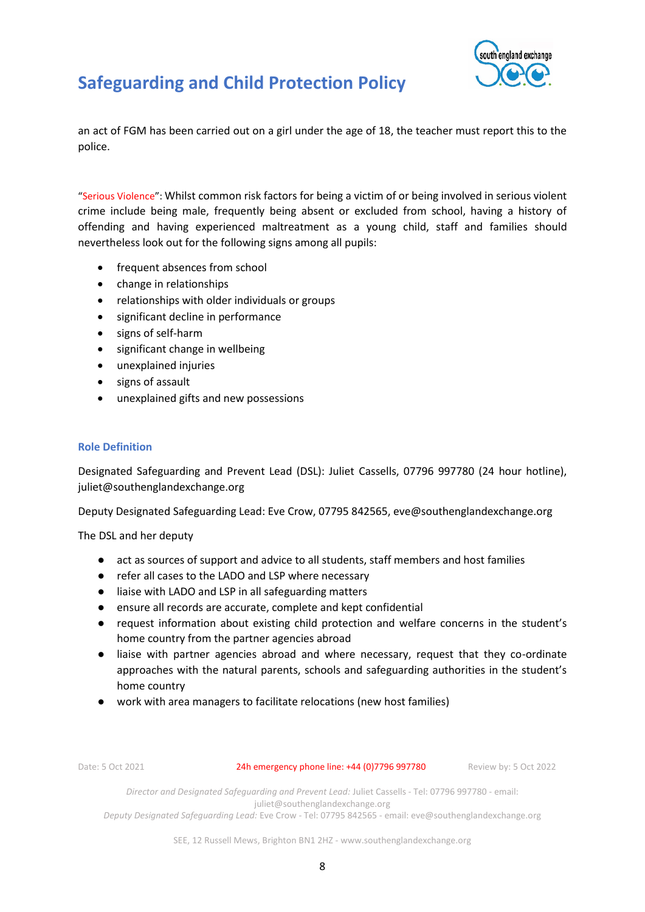an act of FGM has been carried out on a girl under the age of 18, the teacher must report this to the police.

"Serious Violence": Whilst common risk factors for being a victim of or being involved in serious violent crime include being male, frequently being absent or excluded from school, having a history of offending and having experienced maltreatment as a young child, staff and families should nevertheless look out for the following signs among all pupils:

- frequent absences from school
- change in relationships
- relationships with older individuals or groups
- significant decline in performance
- signs of self-harm
- significant change in wellbeing
- unexplained injuries
- signs of assault
- unexplained gifts and new possessions

### Role Definition

Designated Safeguarding and Prevent Lead (DSL): Juliet Cassells, 07796 997780 (24 hour hotline), juliet@southenglandexchange.org

Deputy Designated Safeguarding Lead: Eve Crow, 07795 842565, eve@southenglandexchange.org

The DSL and her deputy

- act as sources of support and advice to all students, staff members and host families
- refer all cases to the LADO and LSP where necessary
- liaise with LADO and LSP in all safeguarding matters
- ensure all records are accurate, complete and kept confidential
- request information about existing child protection and welfare concerns in the student's home country from the partner agencies abroad
- liaise with partner agencies abroad and where necessary, request that they co-ordinate approaches with the natural parents, schools and safeguarding authorities in the student's home country
- work with area managers to facilitate relocations (new host families)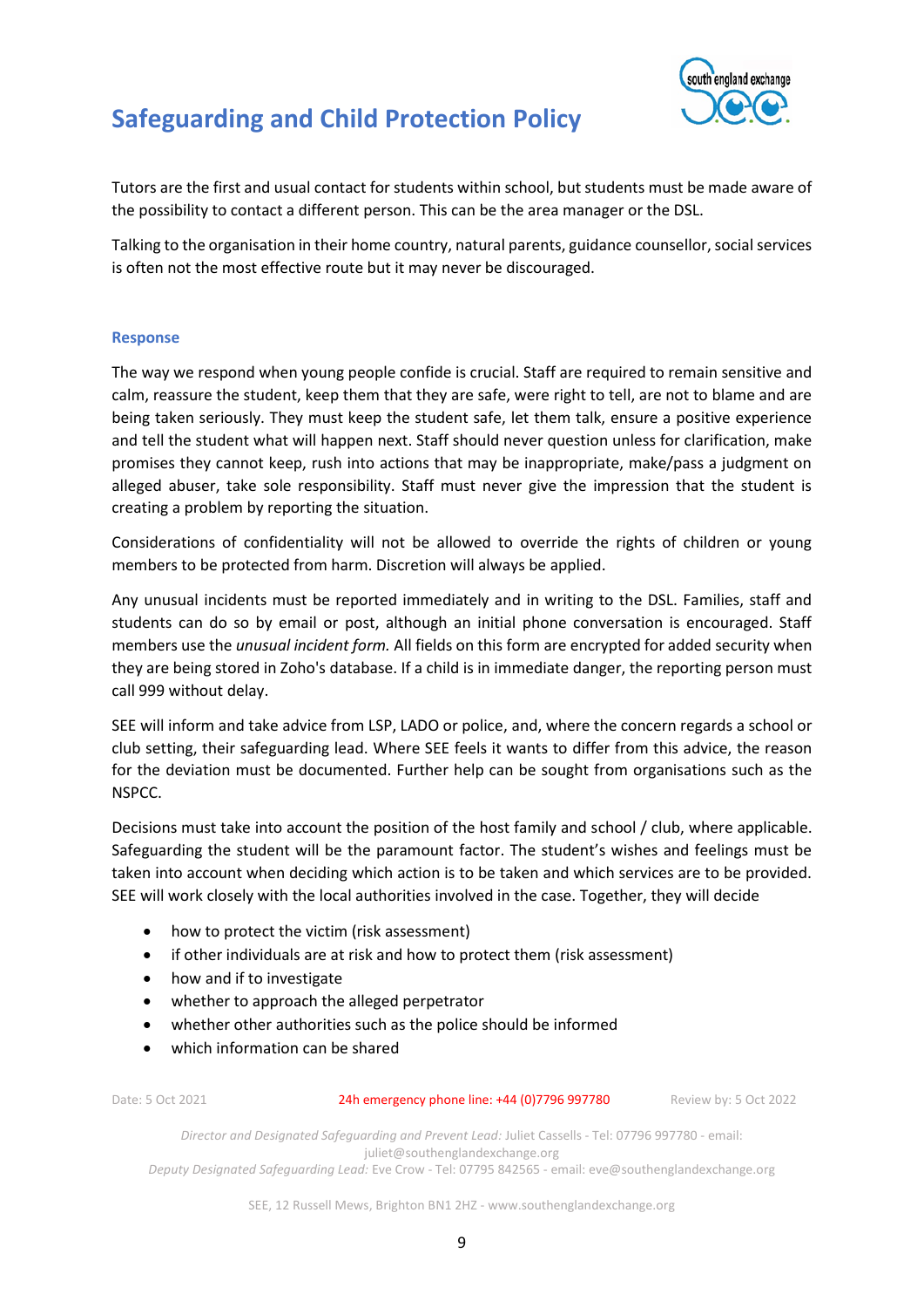Tutors are the first and usual contact for students within school, but students must be made aware of the possibility to contact a different person. This can be the area manager or the DSL.

Talking to the organisation in their home country, natural parents, guidance counsellor, social services is often not the most effective route but it may never be discouraged.

#### Response

The way we respond when young people confide is crucial. Staff are required to remain sensitive and calm, reassure the student, keep them that they are safe, were right to tell, are not to blame and are being taken seriously. They must keep the student safe, let them talk, ensure a positive experience and tell the student what will happen next. Staff should never question unless for clarification, make promises they cannot keep, rush into actions that may be inappropriate, make/pass a judgment on alleged abuser, take sole responsibility. Staff must never give the impression that the student is creating a problem by reporting the situation.

Considerations of confidentiality will not be allowed to override the rights of children or young members to be protected from harm. Discretion will always be applied.

Any unusual incidents must be reported immediately and in writing to the DSL. Families, staff and students can do so by email or post, although an initial phone conversation is encouraged. Staff members use the *unusual incident form.* All fields on this form are encrypted for added security when they are being stored in Zoho's database. If a child is in immediate danger, the reporting person must call 999 without delay.

SEE will inform and take advice from LSP, LADO or police, and, where the concern regards a school or club setting, their safeguarding lead. Where SEE feels it wants to differ from this advice, the reason for the deviation must be documented. Further help can be sought from organisations such as the NSPCC.

Decisions must take into account the position of the host family and school / club, where applicable. Safeguarding the student will be the paramount factor. The student's wishes and feelings must be taken into account when deciding which action is to be taken and which services are to be provided. SEE will work closely with the local authorities involved in the case. Together, they will decide

- how to protect the victim (risk assessment)
- if other individuals are at risk and how to protect them (risk assessment)
- how and if to investigate
- whether to approach the alleged perpetrator
- whether other authorities such as the police should be informed
- which information can be shared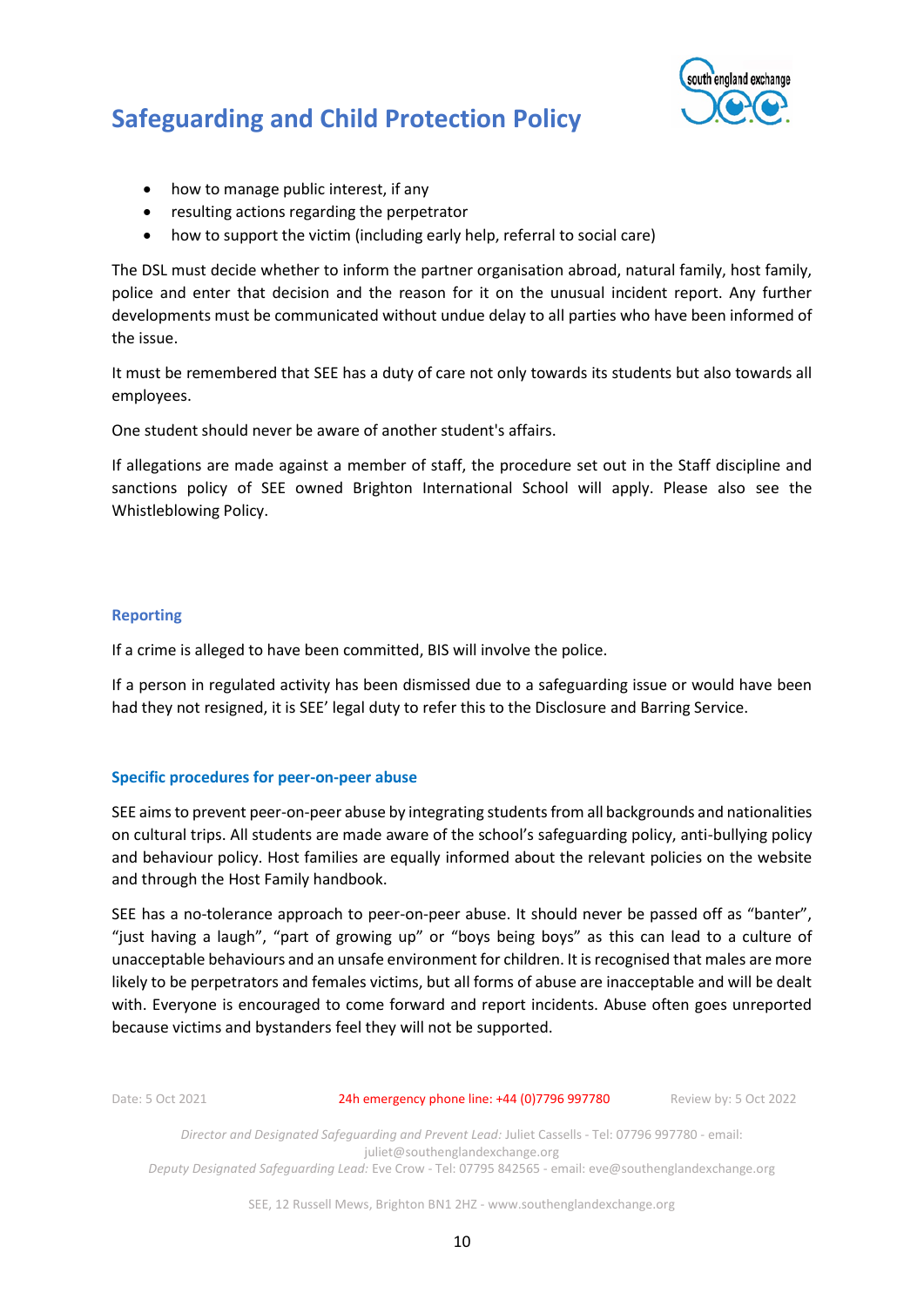- how to manage public interest, if any
- resulting actions regarding the perpetrator
- how to support the victim (including early help, referral to social care)

The DSL must decide whether to inform the partner organisation abroad, natural family, host family, police and enter that decision and the reason for it on the unusual incident report. Any further developments must be communicated without undue delay to all parties who have been informed of the issue.

It must be remembered that SEE has a duty of care not only towards its students but also towards all employees.

One student should never be aware of another student's affairs.

If allegations are made against a member of staff, the procedure set out in the Staff discipline and sanctions policy of SEE owned Brighton International School will apply. Please also see the Whistleblowing Policy.

### Reporting

If a crime is alleged to have been committed, BIS will involve the police.

If a person in regulated activity has been dismissed due to a safeguarding issue or would have been had they not resigned, it is SEE' legal duty to refer this to the Disclosure and Barring Service.

### Specific procedures for peer-on-peer abuse

SEE aims to prevent peer-on-peer abuse by integrating students from all backgrounds and nationalities on cultural trips. All students are made aware of the school's safeguarding policy, anti-bullying policy and behaviour policy. Host families are equally informed about the relevant policies on the website and through the Host Family handbook.

SEE has a no-tolerance approach to peer-on-peer abuse. It should never be passed off as "banter", "just having a laugh", "part of growing up" or "boys being boys" as this can lead to a culture of unacceptable behaviours and an unsafe environment for children. It is recognised that males are more likely to be perpetrators and females victims, but all forms of abuse are inacceptable and will be dealt with. Everyone is encouraged to come forward and report incidents. Abuse often goes unreported because victims and bystanders feel they will not be supported.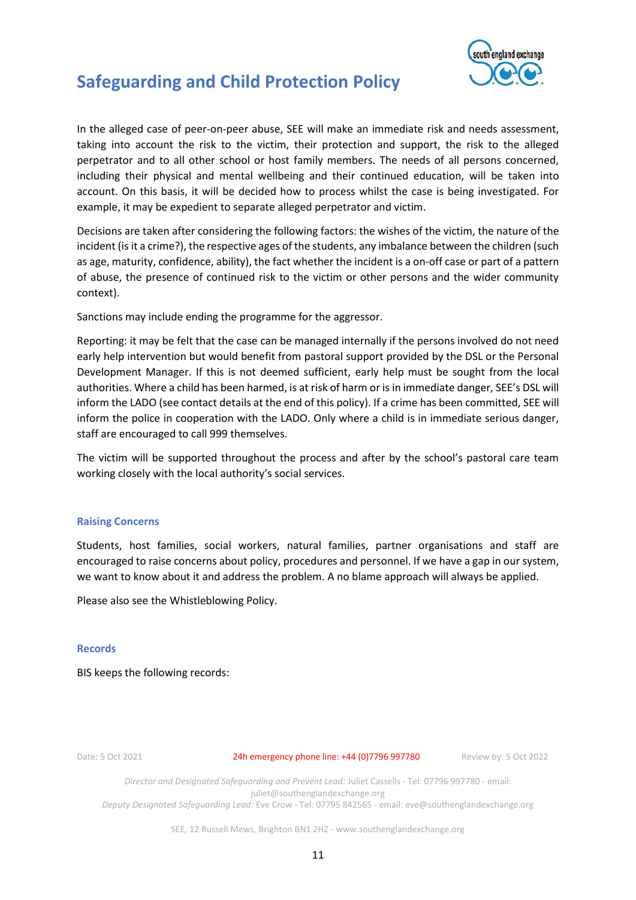In the alleged case of peer-on-peer abuse, SEE will make an immediate risk and needs assessment, taking into account the risk to the victim, their protection and support, the risk to the alleged perpetrator and to all other school or host family members. The needs of all persons concerned, including their physical and mental wellbeing and their continued education, will be taken into account. On this basis, it will be decided how to process whilst the case is being investigated. For example, it may be expedient to separate alleged perpetrator and victim.

Decisions are taken after considering the following factors: the wishes of the victim, the nature of the incident (is it a crime?), the respective ages of the students, any imbalance between the children (such as age, maturity, confidence, ability), the fact whether the incident is a on-off case or part of a pattern of abuse, the presence of continued risk to the victim or other persons and the wider community context).

Sanctions may include ending the programme for the aggressor.

Reporting: it may be felt that the case can be managed internally if the persons involved do not need early help intervention but would benefit from pastoral support provided by the DSL or the Personal Development Manager. If this is not deemed sufficient, early help must be sought from the local authorities. Where a child has been harmed, is at risk of harm or is in immediate danger, SEE's DSL will inform the LADO (see contact details at the end of this policy). If a crime has been committed, SEE will inform the police in cooperation with the LADO. Only where a child is in immediate serious danger, staff are encouraged to call 999 themselves.

The victim will be supported throughout the process and after by the school's pastoral care team working closely with the local authority's social services.

### Raising Concerns

Students, host families, social workers, natural families, partner organisations and staff are encouraged to raise concerns about policy, procedures and personnel. If we have a gap in our system, we want to know about it and address the problem. A no blame approach will always be applied.

Please also see the Whistleblowing Policy.

### Records

BIS keeps the following records: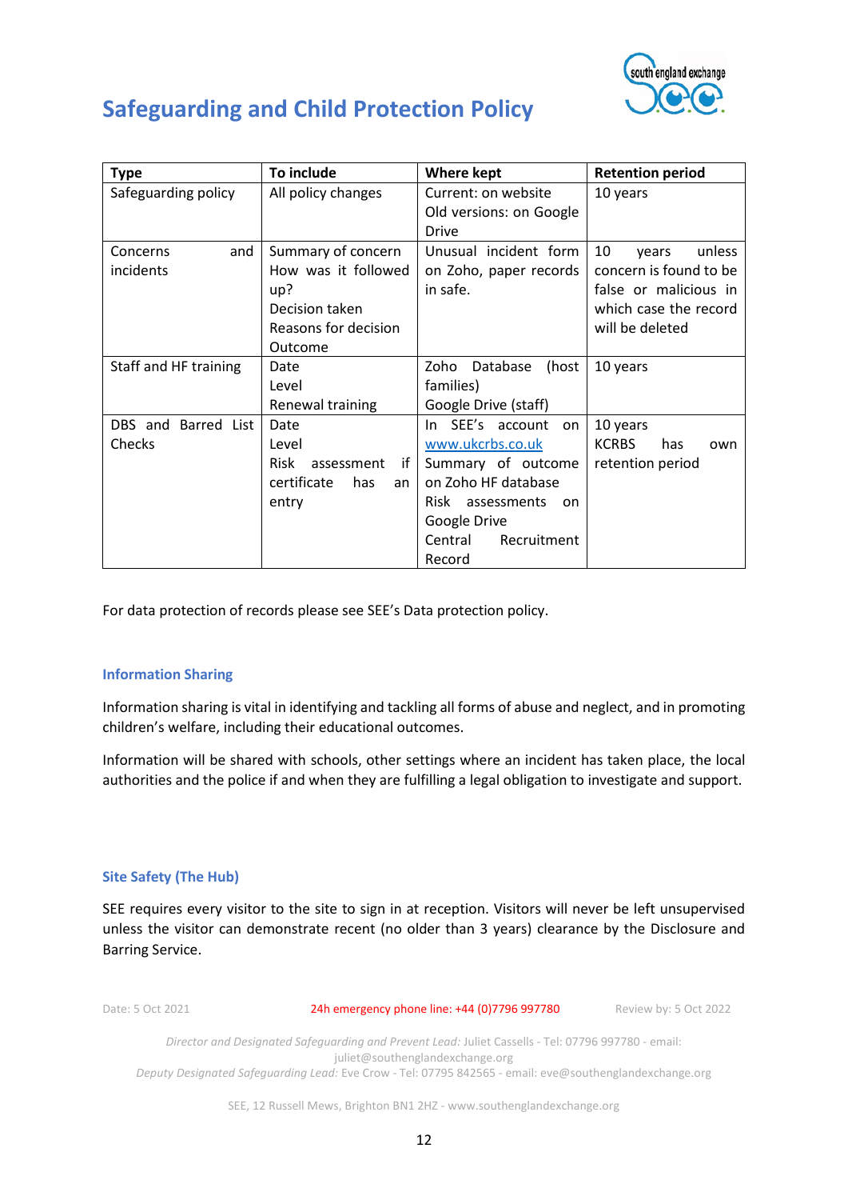| Type | To include | Where kept | Retention period |
|---|---|---|---|
| Safeguarding policy | All policy changes | Current: on website<br>Old versions: on Google Drive | 10 years |
| Concerns and incidents | Summary of concern<br>How was it followed up?<br>Decision taken<br>Reasons for decision<br>Outcome | Unusual incident form on Zoho, paper records in safe. | 10 years unless concern is found to be false or malicious in which case the record will be deleted |
| Staff and HF training | Date<br>Level<br>Renewal training | Zoho Database (host families)<br>Google Drive (staff) | 10 years |
| DBS and Barred List Checks | Date<br>Level<br>Risk assessment if certificate has an entry | In SEE's account on www.ukcrbs.co.uk<br>Summary of outcome on Zoho HF database<br>Risk assessments on Google Drive<br>Central Recruitment Record | 10 years<br>KCRBS has own retention period |

For data protection of records please see SEE's Data protection policy.

### Information Sharing

Information sharing is vital in identifying and tackling all forms of abuse and neglect, and in promoting children's welfare, including their educational outcomes.

Information will be shared with schools, other settings where an incident has taken place, the local authorities and the police if and when they are fulfilling a legal obligation to investigate and support.

### Site Safety (The Hub)

SEE requires every visitor to the site to sign in at reception. Visitors will never be left unsupervised unless the visitor can demonstrate recent (no older than 3 years) clearance by the Disclosure and Barring Service.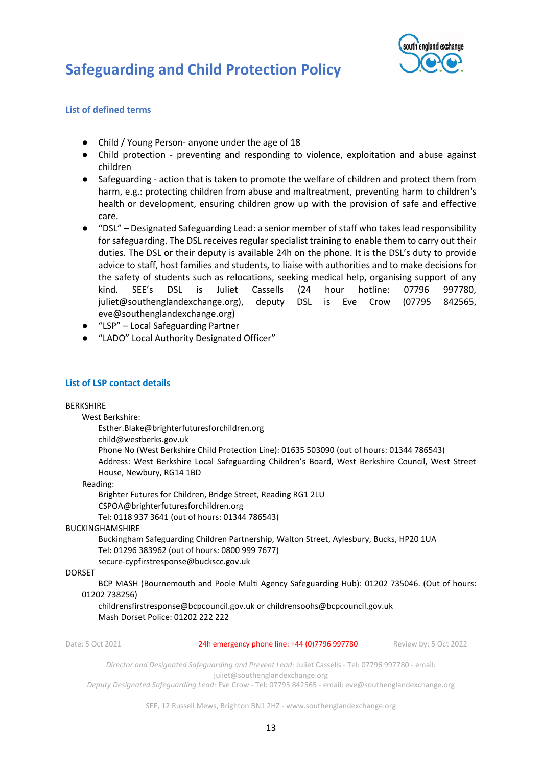## List of defined terms

- Child / Young Person- anyone under the age of 18
- Child protection - preventing and responding to violence, exploitation and abuse against children
- Safeguarding - action that is taken to promote the welfare of children and protect them from harm, e.g.: protecting children from abuse and maltreatment, preventing harm to children's health or development, ensuring children grow up with the provision of safe and effective care.
- "DSL" – Designated Safeguarding Lead: a senior member of staff who takes lead responsibility for safeguarding. The DSL receives regular specialist training to enable them to carry out their duties. The DSL or their deputy is available 24h on the phone. It is the DSL's duty to provide advice to staff, host families and students, to liaise with authorities and to make decisions for the safety of students such as relocations, seeking medical help, organising support of any kind. SEE's DSL is Juliet Cassells (24 hour hotline: 07796 997780, juliet@southenglandexchange.org), deputy DSL is Eve Crow (07795 842565, eve@southenglandexchange.org)
- "LSP" – Local Safeguarding Partner
- "LADO" Local Authority Designated Officer"

## List of LSP contact details

BERKSHIRE

West Berkshire:

Esther.Blake@brighterfuturesforchildren.org
child@westberks.gov.uk
Phone No (West Berkshire Child Protection Line): 01635 503090 (out of hours: 01344 786543)
Address: West Berkshire Local Safeguarding Children's Board, West Berkshire Council, West Street House, Newbury, RG14 1BD

Reading:

Brighter Futures for Children, Bridge Street, Reading RG1 2LU
CSPOA@brighterfuturesforchildren.org
Tel: 0118 937 3641 (out of hours: 01344 786543)

BUCKINGHAMSHIRE

Buckingham Safeguarding Children Partnership, Walton Street, Aylesbury, Bucks, HP20 1UA
Tel: 01296 383962 (out of hours: 0800 999 7677)
secure-cypfirstresponse@buckscc.gov.uk

DORSET

BCP MASH (Bournemouth and Poole Multi Agency Safeguarding Hub): 01202 735046. (Out of hours: 01202 738256)
childrensfirstresponse@bcpcouncil.gov.uk or childrensoohs@bcpcouncil.gov.uk
Mash Dorset Police: 01202 222 222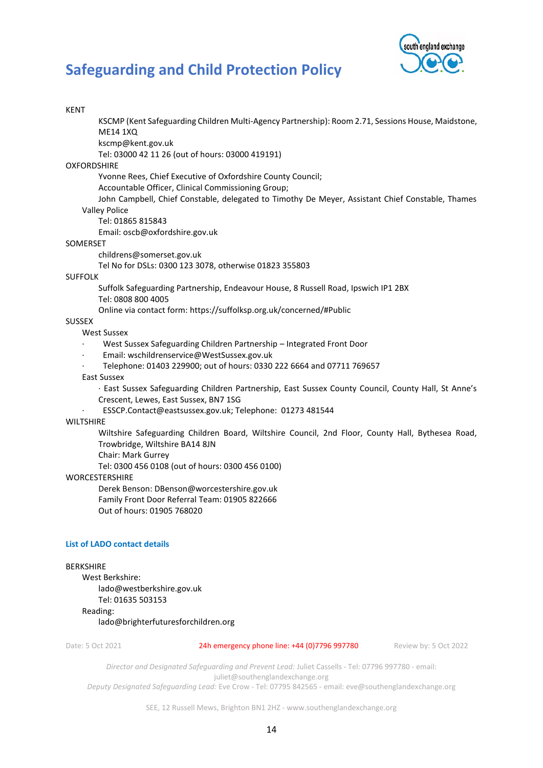KENT

KSCMP (Kent Safeguarding Children Multi-Agency Partnership): Room 2.71, Sessions House, Maidstone, ME14 1XQ
kscmp@kent.gov.uk
Tel: 03000 42 11 26 (out of hours: 03000 419191)

OXFORDSHIRE

Yvonne Rees, Chief Executive of Oxfordshire County Council;
Accountable Officer, Clinical Commissioning Group;
John Campbell, Chief Constable, delegated to Timothy De Meyer, Assistant Chief Constable, Thames Valley Police
Tel: 01865 815843
Email: oscb@oxfordshire.gov.uk

SOMERSET

childrens@somerset.gov.uk
Tel No for DSLs: 0300 123 3078, otherwise 01823 355803

SUFFOLK

Suffolk Safeguarding Partnership, Endeavour House, 8 Russell Road, Ipswich IP1 2BX
Tel: 0808 800 4005
Online via contact form: https://suffolksp.org.uk/concerned/#Public

SUSSEX

West Sussex

- West Sussex Safeguarding Children Partnership – Integrated Front Door
- Email: wschildrenservice@WestSussex.gov.uk
- Telephone: 01403 229900; out of hours: 0330 222 6664 and 07711 769657

East Sussex

- East Sussex Safeguarding Children Partnership, East Sussex County Council, County Hall, St Anne's Crescent, Lewes, East Sussex, BN7 1SG
- ESSCP.Contact@eastsussex.gov.uk; Telephone: 01273 481544

WILTSHIRE

Wiltshire Safeguarding Children Board, Wiltshire Council, 2nd Floor, County Hall, Bythesea Road, Trowbridge, Wiltshire BA14 8JN
Chair: Mark Gurrey
Tel: 0300 456 0108 (out of hours: 0300 456 0100)

WORCESTERSHIRE

Derek Benson: DBenson@worcestershire.gov.uk
Family Front Door Referral Team: 01905 822666
Out of hours: 01905 768020

### List of LADO contact details

BERKSHIRE

West Berkshire:
lado@westberkshire.gov.uk
Tel: 01635 503153

Reading:
lado@brighterfuturesforchildren.org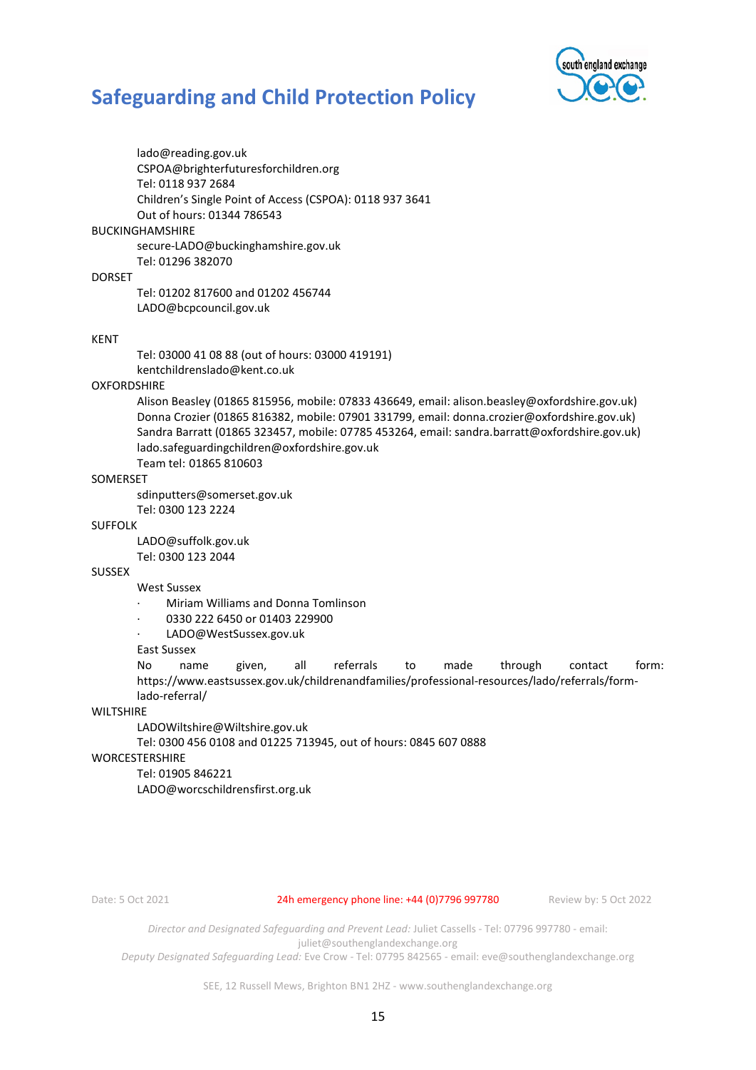lado@reading.gov.uk
CSPOA@brighterfuturesforchildren.org
Tel: 0118 937 2684
Children's Single Point of Access (CSPOA): 0118 937 3641
Out of hours: 01344 786543

BUCKINGHAMSHIRE

secure-LADO@buckinghamshire.gov.uk
Tel: 01296 382070

DORSET

Tel: 01202 817600 and 01202 456744
LADO@bcpcouncil.gov.uk

KENT

Tel: 03000 41 08 88 (out of hours: 03000 419191)
kentchildrenslado@kent.co.uk

OXFORDSHIRE

Alison Beasley (01865 815956, mobile: 07833 436649, email: alison.beasley@oxfordshire.gov.uk)
Donna Crozier (01865 816382, mobile: 07901 331799, email: donna.crozier@oxfordshire.gov.uk)
Sandra Barratt (01865 323457, mobile: 07785 453264, email: sandra.barratt@oxfordshire.gov.uk)
lado.safeguardingchildren@oxfordshire.gov.uk
Team tel: 01865 810603

SOMERSET

sdinputters@somerset.gov.uk
Tel: 0300 123 2224

SUFFOLK

LADO@suffolk.gov.uk
Tel: 0300 123 2044

SUSSEX

West Sussex

- Miriam Williams and Donna Tomlinson
- 0330 222 6450 or 01403 229900
- LADO@WestSussex.gov.uk

East Sussex

No name given, all referrals to made through contact form: https://www.eastsussex.gov.uk/childrenandfamilies/professional-resources/lado/referrals/form-lado-referral/

WILTSHIRE

LADOWiltshire@Wiltshire.gov.uk
Tel: 0300 456 0108 and 01225 713945, out of hours: 0845 607 0888

WORCESTERSHIRE

Tel: 01905 846221
LADO@worcschildrensfirst.org.uk